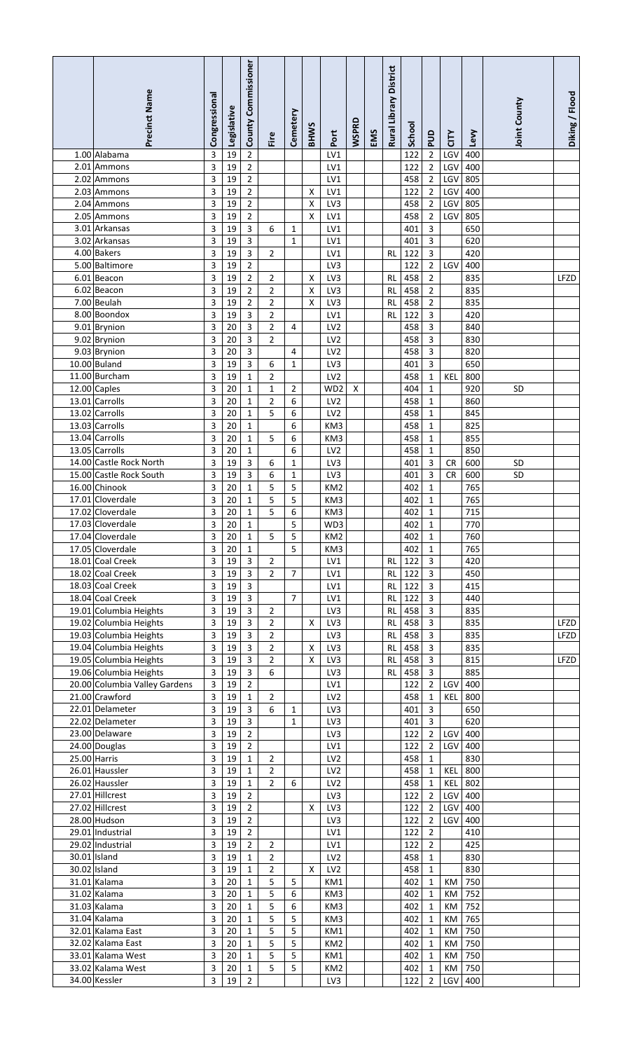| | Precinct Name | Congressional | Legislative | County Commissioner | Fire | Cemetery | BHWS | Port | WSPRD | EMS | Rural Library District | School | PUD | CITY | Levy | Joint County | Diking / Flood |
|---|---|---|---|---|---|---|---|---|---|---|---|---|---|---|---|---|---|
| 1.00 | Alabama | 3 | 19 | 2 | | | | LV1 | | | | 122 | 2 | LGV | 400 | | |
| 2.01 | Ammons | 3 | 19 | 2 | | | | LV1 | | | | 122 | 2 | LGV | 400 | | |
| 2.02 | Ammons | 3 | 19 | 2 | | | | LV1 | | | | 458 | 2 | LGV | 805 | | |
| 2.03 | Ammons | 3 | 19 | 2 | | | X | LV1 | | | | 122 | 2 | LGV | 400 | | |
| 2.04 | Ammons | 3 | 19 | 2 | | | X | LV3 | | | | 458 | 2 | LGV | 805 | | |
| 2.05 | Ammons | 3 | 19 | 2 | | | X | LV1 | | | | 458 | 2 | LGV | 805 | | |
| 3.01 | Arkansas | 3 | 19 | 3 | 6 | 1 | | LV1 | | | | 401 | 3 | | 650 | | |
| 3.02 | Arkansas | 3 | 19 | 3 | | 1 | | LV1 | | | | 401 | 3 | | 620 | | |
| 4.00 | Bakers | 3 | 19 | 3 | 2 | | | LV1 | | | RL | 122 | 3 | | 420 | | |
| 5.00 | Baltimore | 3 | 19 | 2 | | | | LV3 | | | | 122 | 2 | LGV | 400 | | |
| 6.01 | Beacon | 3 | 19 | 2 | 2 | | X | LV3 | | | RL | 458 | 2 | | 835 | | LFZD |
| 6.02 | Beacon | 3 | 19 | 2 | 2 | | X | LV3 | | | RL | 458 | 2 | | 835 | | |
| 7.00 | Beulah | 3 | 19 | 2 | 2 | | X | LV3 | | | RL | 458 | 2 | | 835 | | |
| 8.00 | Boondox | 3 | 19 | 3 | 2 | | | LV1 | | | RL | 122 | 3 | | 420 | | |
| 9.01 | Brynion | 3 | 20 | 3 | 2 | 4 | | LV2 | | | | 458 | 3 | | 840 | | |
| 9.02 | Brynion | 3 | 20 | 3 | 2 | | | LV2 | | | | 458 | 3 | | 830 | | |
| 9.03 | Brynion | 3 | 20 | 3 | | 4 | | LV2 | | | | 458 | 3 | | 820 | | |
| 10.00 | Buland | 3 | 19 | 3 | 6 | 1 | | LV3 | | | | 401 | 3 | | 650 | | |
| 11.00 | Burcham | 3 | 19 | 1 | 2 | | | LV2 | | | | 458 | 1 | KEL | 800 | | |
| 12.00 | Caples | 3 | 20 | 1 | 1 | 2 | | WD2 | X | | | 404 | 1 | | 920 | SD | |
| 13.01 | Carrolls | 3 | 20 | 1 | 2 | 6 | | LV2 | | | | 458 | 1 | | 860 | | |
| 13.02 | Carrolls | 3 | 20 | 1 | 5 | 6 | | LV2 | | | | 458 | 1 | | 845 | | |
| 13.03 | Carrolls | 3 | 20 | 1 | | 6 | | KM3 | | | | 458 | 1 | | 825 | | |
| 13.04 | Carrolls | 3 | 20 | 1 | 5 | 6 | | KM3 | | | | 458 | 1 | | 855 | | |
| 13.05 | Carrolls | 3 | 20 | 1 | | 6 | | LV2 | | | | 458 | 1 | | 850 | | |
| 14.00 | Castle Rock North | 3 | 19 | 3 | 6 | 1 | | LV3 | | | | 401 | 3 | CR | 600 | SD | |
| 15.00 | Castle Rock South | 3 | 19 | 3 | 6 | 1 | | LV3 | | | | 401 | 3 | CR | 600 | SD | |
| 16.00 | Chinook | 3 | 20 | 1 | 5 | 5 | | KM2 | | | | 402 | 1 | | 765 | | |
| 17.01 | Cloverdale | 3 | 20 | 1 | 5 | 5 | | KM3 | | | | 402 | 1 | | 765 | | |
| 17.02 | Cloverdale | 3 | 20 | 1 | 5 | 6 | | KM3 | | | | 402 | 1 | | 715 | | |
| 17.03 | Cloverdale | 3 | 20 | 1 | | 5 | | WD3 | | | | 402 | 1 | | 770 | | |
| 17.04 | Cloverdale | 3 | 20 | 1 | 5 | 5 | | KM2 | | | | 402 | 1 | | 760 | | |
| 17.05 | Cloverdale | 3 | 20 | 1 | | 5 | | KM3 | | | | 402 | 1 | | 765 | | |
| 18.01 | Coal Creek | 3 | 19 | 3 | 2 | | | LV1 | | | RL | 122 | 3 | | 420 | | |
| 18.02 | Coal Creek | 3 | 19 | 3 | 2 | 7 | | LV1 | | | RL | 122 | 3 | | 450 | | |
| 18.03 | Coal Creek | 3 | 19 | 3 | | | | LV1 | | | RL | 122 | 3 | | 415 | | |
| 18.04 | Coal Creek | 3 | 19 | 3 | | 7 | | LV1 | | | RL | 122 | 3 | | 440 | | |
| 19.01 | Columbia Heights | 3 | 19 | 3 | 2 | | | LV3 | | | RL | 458 | 3 | | 835 | | |
| 19.02 | Columbia Heights | 3 | 19 | 3 | 2 | | X | LV3 | | | RL | 458 | 3 | | 835 | | LFZD |
| 19.03 | Columbia Heights | 3 | 19 | 3 | 2 | | | LV3 | | | RL | 458 | 3 | | 835 | | LFZD |
| 19.04 | Columbia Heights | 3 | 19 | 3 | 2 | | X | LV3 | | | RL | 458 | 3 | | 835 | | |
| 19.05 | Columbia Heights | 3 | 19 | 3 | 2 | | X | LV3 | | | RL | 458 | 3 | | 815 | | LFZD |
| 19.06 | Columbia Heights | 3 | 19 | 3 | 6 | | | LV3 | | | RL | 458 | 3 | | 885 | | |
| 20.00 | Columbia Valley Gardens | 3 | 19 | 2 | | | | LV1 | | | | 122 | 2 | LGV | 400 | | |
| 21.00 | Crawford | 3 | 19 | 1 | 2 | | | LV2 | | | | 458 | 1 | KEL | 800 | | |
| 22.01 | Delameter | 3 | 19 | 3 | 6 | 1 | | LV3 | | | | 401 | 3 | | 650 | | |
| 22.02 | Delameter | 3 | 19 | 3 | | 1 | | LV3 | | | | 401 | 3 | | 620 | | |
| 23.00 | Delaware | 3 | 19 | 2 | | | | LV3 | | | | 122 | 2 | LGV | 400 | | |
| 24.00 | Douglas | 3 | 19 | 2 | | | | LV1 | | | | 122 | 2 | LGV | 400 | | |
| 25.00 | Harris | 3 | 19 | 1 | 2 | | | LV2 | | | | 458 | 1 | | 830 | | |
| 26.01 | Haussler | 3 | 19 | 1 | 2 | | | LV2 | | | | 458 | 1 | KEL | 800 | | |
| 26.02 | Haussler | 3 | 19 | 1 | 2 | 6 | | LV2 | | | | 458 | 1 | KEL | 802 | | |
| 27.01 | Hillcrest | 3 | 19 | 2 | | | | LV3 | | | | 122 | 2 | LGV | 400 | | |
| 27.02 | Hillcrest | 3 | 19 | 2 | | | X | LV3 | | | | 122 | 2 | LGV | 400 | | |
| 28.00 | Hudson | 3 | 19 | 2 | | | | LV3 | | | | 122 | 2 | LGV | 400 | | |
| 29.01 | Industrial | 3 | 19 | 2 | | | | LV1 | | | | 122 | 2 | | 410 | | |
| 29.02 | Industrial | 3 | 19 | 2 | 2 | | | LV1 | | | | 122 | 2 | | 425 | | |
| 30.01 | Island | 3 | 19 | 1 | 2 | | | LV2 | | | | 458 | 1 | | 830 | | |
| 30.02 | Island | 3 | 19 | 1 | 2 | | X | LV2 | | | | 458 | 1 | | 830 | | |
| 31.01 | Kalama | 3 | 20 | 1 | 5 | 5 | | KM1 | | | | 402 | 1 | KM | 750 | | |
| 31.02 | Kalama | 3 | 20 | 1 | 5 | 6 | | KM3 | | | | 402 | 1 | KM | 752 | | |
| 31.03 | Kalama | 3 | 20 | 1 | 5 | 6 | | KM3 | | | | 402 | 1 | KM | 752 | | |
| 31.04 | Kalama | 3 | 20 | 1 | 5 | 5 | | KM3 | | | | 402 | 1 | KM | 765 | | |
| 32.01 | Kalama East | 3 | 20 | 1 | 5 | 5 | | KM1 | | | | 402 | 1 | KM | 750 | | |
| 32.02 | Kalama East | 3 | 20 | 1 | 5 | 5 | | KM2 | | | | 402 | 1 | KM | 750 | | |
| 33.01 | Kalama West | 3 | 20 | 1 | 5 | 5 | | KM1 | | | | 402 | 1 | KM | 750 | | |
| 33.02 | Kalama West | 3 | 20 | 1 | 5 | 5 | | KM2 | | | | 402 | 1 | KM | 750 | | |
| 34.00 | Kessler | 3 | 19 | 2 | | | | LV3 | | | | 122 | 2 | LGV | 400 | | |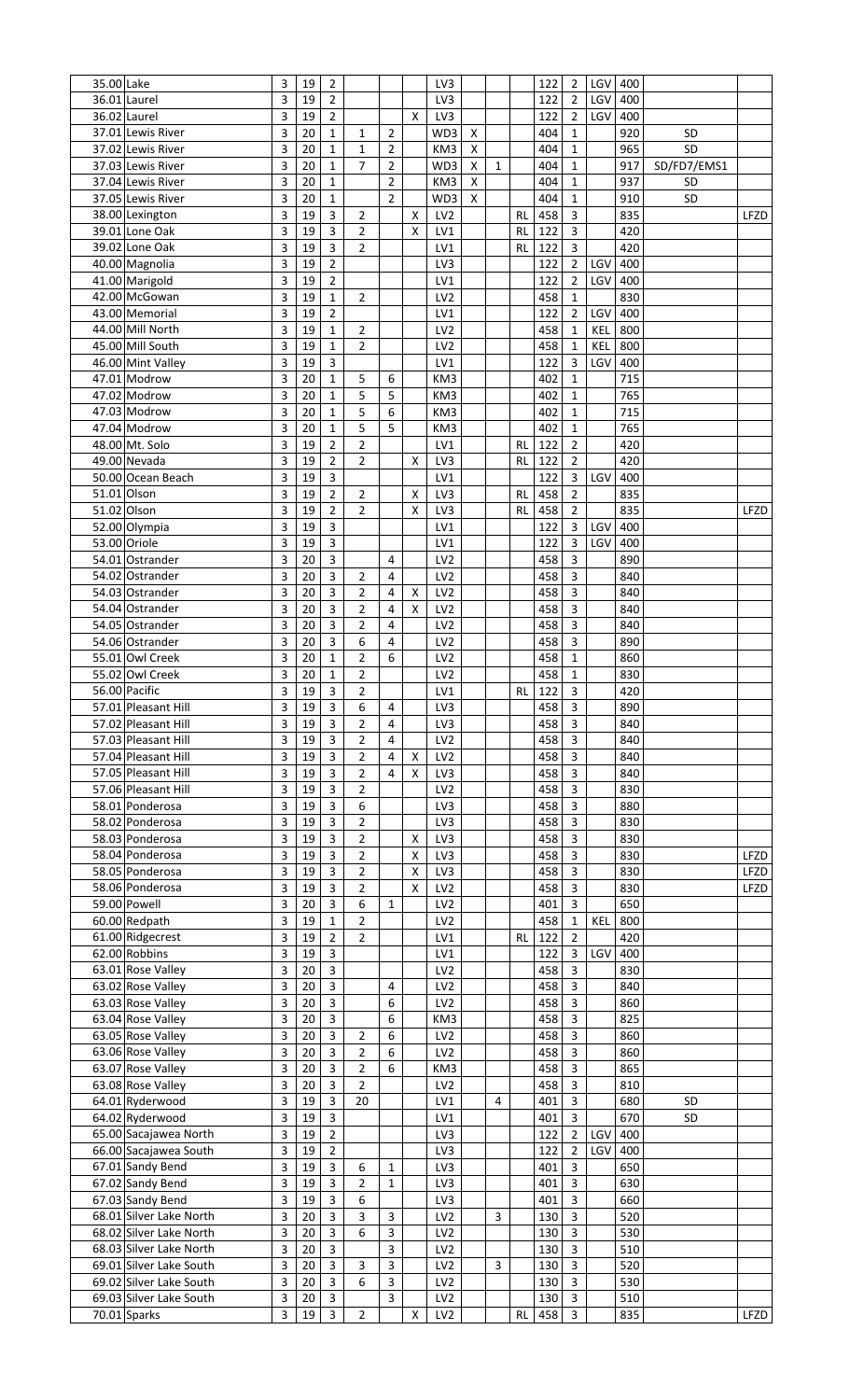| | | | | | | | | | | | | | | | | | |
|---|---|---|---|---|---|---|---|---|---|---|---|---|---|---|---|---|---|
| 35.00 | Lake | 3 | 19 | 2 | | | | LV3 | | | | 122 | 2 | LGV | 400 | | |
| 36.01 | Laurel | 3 | 19 | 2 | | | | LV3 | | | | 122 | 2 | LGV | 400 | | |
| 36.02 | Laurel | 3 | 19 | 2 | | | X | LV3 | | | | 122 | 2 | LGV | 400 | | |
| 37.01 | Lewis River | 3 | 20 | 1 | 1 | 2 | | WD3 | X | | | 404 | 1 | | 920 | SD | |
| 37.02 | Lewis River | 3 | 20 | 1 | 1 | 2 | | KM3 | X | | | 404 | 1 | | 965 | SD | |
| 37.03 | Lewis River | 3 | 20 | 1 | 7 | 2 | | WD3 | X | 1 | | 404 | 1 | | 917 | SD/FD7/EMS1 | |
| 37.04 | Lewis River | 3 | 20 | 1 | | 2 | | KM3 | X | | | 404 | 1 | | 937 | SD | |
| 37.05 | Lewis River | 3 | 20 | 1 | | 2 | | WD3 | X | | | 404 | 1 | | 910 | SD | |
| 38.00 | Lexington | 3 | 19 | 3 | 2 | | X | LV2 | | | RL | 458 | 3 | | 835 | | LFZD |
| 39.01 | Lone Oak | 3 | 19 | 3 | 2 | | X | LV1 | | | RL | 122 | 3 | | 420 | | |
| 39.02 | Lone Oak | 3 | 19 | 3 | 2 | | | LV1 | | | RL | 122 | 3 | | 420 | | |
| 40.00 | Magnolia | 3 | 19 | 2 | | | | LV3 | | | | 122 | 2 | LGV | 400 | | |
| 41.00 | Marigold | 3 | 19 | 2 | | | | LV1 | | | | 122 | 2 | LGV | 400 | | |
| 42.00 | McGowan | 3 | 19 | 1 | 2 | | | LV2 | | | | 458 | 1 | | 830 | | |
| 43.00 | Memorial | 3 | 19 | 2 | | | | LV1 | | | | 122 | 2 | LGV | 400 | | |
| 44.00 | Mill North | 3 | 19 | 1 | 2 | | | LV2 | | | | 458 | 1 | KEL | 800 | | |
| 45.00 | Mill South | 3 | 19 | 1 | 2 | | | LV2 | | | | 458 | 1 | KEL | 800 | | |
| 46.00 | Mint Valley | 3 | 19 | 3 | | | | LV1 | | | | 122 | 3 | LGV | 400 | | |
| 47.01 | Modrow | 3 | 20 | 1 | 5 | 6 | | KM3 | | | | 402 | 1 | | 715 | | |
| 47.02 | Modrow | 3 | 20 | 1 | 5 | 5 | | KM3 | | | | 402 | 1 | | 765 | | |
| 47.03 | Modrow | 3 | 20 | 1 | 5 | 6 | | KM3 | | | | 402 | 1 | | 715 | | |
| 47.04 | Modrow | 3 | 20 | 1 | 5 | 5 | | KM3 | | | | 402 | 1 | | 765 | | |
| 48.00 | Mt. Solo | 3 | 19 | 2 | 2 | | | LV1 | | | RL | 122 | 2 | | 420 | | |
| 49.00 | Nevada | 3 | 19 | 2 | 2 | | X | LV3 | | | RL | 122 | 2 | | 420 | | |
| 50.00 | Ocean Beach | 3 | 19 | 3 | | | | LV1 | | | | 122 | 3 | LGV | 400 | | |
| 51.01 | Olson | 3 | 19 | 2 | 2 | | X | LV3 | | | RL | 458 | 2 | | 835 | | |
| 51.02 | Olson | 3 | 19 | 2 | 2 | | X | LV3 | | | RL | 458 | 2 | | 835 | | LFZD |
| 52.00 | Olympia | 3 | 19 | 3 | | | | LV1 | | | | 122 | 3 | LGV | 400 | | |
| 53.00 | Oriole | 3 | 19 | 3 | | | | LV1 | | | | 122 | 3 | LGV | 400 | | |
| 54.01 | Ostrander | 3 | 20 | 3 | | 4 | | LV2 | | | | 458 | 3 | | 890 | | |
| 54.02 | Ostrander | 3 | 20 | 3 | 2 | 4 | | LV2 | | | | 458 | 3 | | 840 | | |
| 54.03 | Ostrander | 3 | 20 | 3 | 2 | 4 | X | LV2 | | | | 458 | 3 | | 840 | | |
| 54.04 | Ostrander | 3 | 20 | 3 | 2 | 4 | X | LV2 | | | | 458 | 3 | | 840 | | |
| 54.05 | Ostrander | 3 | 20 | 3 | 2 | 4 | | LV2 | | | | 458 | 3 | | 840 | | |
| 54.06 | Ostrander | 3 | 20 | 3 | 6 | 4 | | LV2 | | | | 458 | 3 | | 890 | | |
| 55.01 | Owl Creek | 3 | 20 | 1 | 2 | 6 | | LV2 | | | | 458 | 1 | | 860 | | |
| 55.02 | Owl Creek | 3 | 20 | 1 | 2 | | | LV2 | | | | 458 | 1 | | 830 | | |
| 56.00 | Pacific | 3 | 19 | 3 | 2 | | | LV1 | | | RL | 122 | 3 | | 420 | | |
| 57.01 | Pleasant Hill | 3 | 19 | 3 | 6 | 4 | | LV3 | | | | 458 | 3 | | 890 | | |
| 57.02 | Pleasant Hill | 3 | 19 | 3 | 2 | 4 | | LV3 | | | | 458 | 3 | | 840 | | |
| 57.03 | Pleasant Hill | 3 | 19 | 3 | 2 | 4 | | LV2 | | | | 458 | 3 | | 840 | | |
| 57.04 | Pleasant Hill | 3 | 19 | 3 | 2 | 4 | X | LV2 | | | | 458 | 3 | | 840 | | |
| 57.05 | Pleasant Hill | 3 | 19 | 3 | 2 | 4 | X | LV3 | | | | 458 | 3 | | 840 | | |
| 57.06 | Pleasant Hill | 3 | 19 | 3 | 2 | | | LV2 | | | | 458 | 3 | | 830 | | |
| 58.01 | Ponderosa | 3 | 19 | 3 | 6 | | | LV3 | | | | 458 | 3 | | 880 | | |
| 58.02 | Ponderosa | 3 | 19 | 3 | 2 | | | LV3 | | | | 458 | 3 | | 830 | | |
| 58.03 | Ponderosa | 3 | 19 | 3 | 2 | | X | LV3 | | | | 458 | 3 | | 830 | | |
| 58.04 | Ponderosa | 3 | 19 | 3 | 2 | | X | LV3 | | | | 458 | 3 | | 830 | | LFZD |
| 58.05 | Ponderosa | 3 | 19 | 3 | 2 | | X | LV3 | | | | 458 | 3 | | 830 | | LFZD |
| 58.06 | Ponderosa | 3 | 19 | 3 | 2 | | X | LV2 | | | | 458 | 3 | | 830 | | LFZD |
| 59.00 | Powell | 3 | 20 | 3 | 6 | 1 | | LV2 | | | | 401 | 3 | | 650 | | |
| 60.00 | Redpath | 3 | 19 | 1 | 2 | | | LV2 | | | | 458 | 1 | KEL | 800 | | |
| 61.00 | Ridgecrest | 3 | 19 | 2 | 2 | | | LV1 | | | RL | 122 | 2 | | 420 | | |
| 62.00 | Robbins | 3 | 19 | 3 | | | | LV1 | | | | 122 | 3 | LGV | 400 | | |
| 63.01 | Rose Valley | 3 | 20 | 3 | | | | LV2 | | | | 458 | 3 | | 830 | | |
| 63.02 | Rose Valley | 3 | 20 | 3 | | 4 | | LV2 | | | | 458 | 3 | | 840 | | |
| 63.03 | Rose Valley | 3 | 20 | 3 | | 6 | | LV2 | | | | 458 | 3 | | 860 | | |
| 63.04 | Rose Valley | 3 | 20 | 3 | | 6 | | KM3 | | | | 458 | 3 | | 825 | | |
| 63.05 | Rose Valley | 3 | 20 | 3 | 2 | 6 | | LV2 | | | | 458 | 3 | | 860 | | |
| 63.06 | Rose Valley | 3 | 20 | 3 | 2 | 6 | | LV2 | | | | 458 | 3 | | 860 | | |
| 63.07 | Rose Valley | 3 | 20 | 3 | 2 | 6 | | KM3 | | | | 458 | 3 | | 865 | | |
| 63.08 | Rose Valley | 3 | 20 | 3 | 2 | | | LV2 | | | | 458 | 3 | | 810 | | |
| 64.01 | Ryderwood | 3 | 19 | 3 | 20 | | | LV1 | | 4 | | 401 | 3 | | 680 | SD | |
| 64.02 | Ryderwood | 3 | 19 | 3 | | | | LV1 | | | | 401 | 3 | | 670 | SD | |
| 65.00 | Sacajawea North | 3 | 19 | 2 | | | | LV3 | | | | 122 | 2 | LGV | 400 | | |
| 66.00 | Sacajawea South | 3 | 19 | 2 | | | | LV3 | | | | 122 | 2 | LGV | 400 | | |
| 67.01 | Sandy Bend | 3 | 19 | 3 | 6 | 1 | | LV3 | | | | 401 | 3 | | 650 | | |
| 67.02 | Sandy Bend | 3 | 19 | 3 | 2 | 1 | | LV3 | | | | 401 | 3 | | 630 | | |
| 67.03 | Sandy Bend | 3 | 19 | 3 | 6 | | | LV3 | | | | 401 | 3 | | 660 | | |
| 68.01 | Silver Lake North | 3 | 20 | 3 | 3 | 3 | | LV2 | | 3 | | 130 | 3 | | 520 | | |
| 68.02 | Silver Lake North | 3 | 20 | 3 | 6 | 3 | | LV2 | | | | 130 | 3 | | 530 | | |
| 68.03 | Silver Lake North | 3 | 20 | 3 | | 3 | | LV2 | | | | 130 | 3 | | 510 | | |
| 69.01 | Silver Lake South | 3 | 20 | 3 | 3 | 3 | | LV2 | | 3 | | 130 | 3 | | 520 | | |
| 69.02 | Silver Lake South | 3 | 20 | 3 | 6 | 3 | | LV2 | | | | 130 | 3 | | 530 | | |
| 69.03 | Silver Lake South | 3 | 20 | 3 | | 3 | | LV2 | | | | 130 | 3 | | 510 | | |
| 70.01 | Sparks | 3 | 19 | 3 | 2 | | X | LV2 | | | RL | 458 | 3 | | 835 | | LFZD |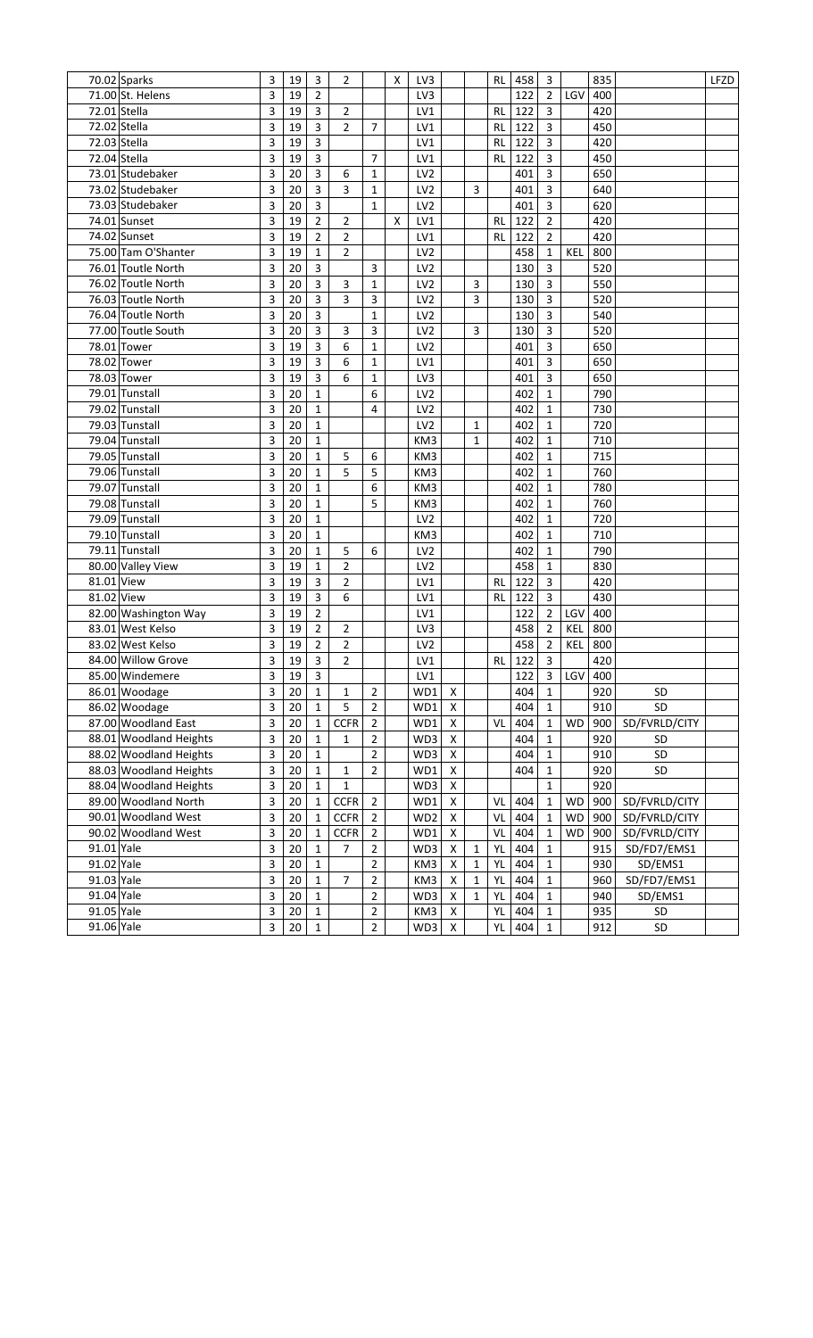| | | | | | | | | | | | | | | | | | |
|---|---|---|---|---|---|---|---|---|---|---|---|---|---|---|---|---|---|
| 70.02 | Sparks | 3 | 19 | 3 | 2 | | X | LV3 | | | RL | 458 | 3 | | 835 | | LFZD |
| 71.00 | St. Helens | 3 | 19 | 2 | | | | LV3 | | | | 122 | 2 | LGV | 400 | | |
| 72.01 | Stella | 3 | 19 | 3 | 2 | | | LV1 | | | RL | 122 | 3 | | 420 | | |
| 72.02 | Stella | 3 | 19 | 3 | 2 | 7 | | LV1 | | | RL | 122 | 3 | | 450 | | |
| 72.03 | Stella | 3 | 19 | 3 | | | | LV1 | | | RL | 122 | 3 | | 420 | | |
| 72.04 | Stella | 3 | 19 | 3 | | 7 | | LV1 | | | RL | 122 | 3 | | 450 | | |
| 73.01 | Studebaker | 3 | 20 | 3 | 6 | 1 | | LV2 | | | | 401 | 3 | | 650 | | |
| 73.02 | Studebaker | 3 | 20 | 3 | 3 | 1 | | LV2 | | 3 | | 401 | 3 | | 640 | | |
| 73.03 | Studebaker | 3 | 20 | 3 | | 1 | | LV2 | | | | 401 | 3 | | 620 | | |
| 74.01 | Sunset | 3 | 19 | 2 | 2 | | X | LV1 | | | RL | 122 | 2 | | 420 | | |
| 74.02 | Sunset | 3 | 19 | 2 | 2 | | | LV1 | | | RL | 122 | 2 | | 420 | | |
| 75.00 | Tam O'Shanter | 3 | 19 | 1 | 2 | | | LV2 | | | | 458 | 1 | KEL | 800 | | |
| 76.01 | Toutle North | 3 | 20 | 3 | | 3 | | LV2 | | | | 130 | 3 | | 520 | | |
| 76.02 | Toutle North | 3 | 20 | 3 | 3 | 1 | | LV2 | | 3 | | 130 | 3 | | 550 | | |
| 76.03 | Toutle North | 3 | 20 | 3 | 3 | 3 | | LV2 | | 3 | | 130 | 3 | | 520 | | |
| 76.04 | Toutle North | 3 | 20 | 3 | | 1 | | LV2 | | | | 130 | 3 | | 540 | | |
| 77.00 | Toutle South | 3 | 20 | 3 | 3 | 3 | | LV2 | | 3 | | 130 | 3 | | 520 | | |
| 78.01 | Tower | 3 | 19 | 3 | 6 | 1 | | LV2 | | | | 401 | 3 | | 650 | | |
| 78.02 | Tower | 3 | 19 | 3 | 6 | 1 | | LV1 | | | | 401 | 3 | | 650 | | |
| 78.03 | Tower | 3 | 19 | 3 | 6 | 1 | | LV3 | | | | 401 | 3 | | 650 | | |
| 79.01 | Tunstall | 3 | 20 | 1 | | 6 | | LV2 | | | | 402 | 1 | | 790 | | |
| 79.02 | Tunstall | 3 | 20 | 1 | | 4 | | LV2 | | | | 402 | 1 | | 730 | | |
| 79.03 | Tunstall | 3 | 20 | 1 | | | | LV2 | | 1 | | 402 | 1 | | 720 | | |
| 79.04 | Tunstall | 3 | 20 | 1 | | | | KM3 | | 1 | | 402 | 1 | | 710 | | |
| 79.05 | Tunstall | 3 | 20 | 1 | 5 | 6 | | KM3 | | | | 402 | 1 | | 715 | | |
| 79.06 | Tunstall | 3 | 20 | 1 | 5 | 5 | | KM3 | | | | 402 | 1 | | 760 | | |
| 79.07 | Tunstall | 3 | 20 | 1 | | 6 | | KM3 | | | | 402 | 1 | | 780 | | |
| 79.08 | Tunstall | 3 | 20 | 1 | | 5 | | KM3 | | | | 402 | 1 | | 760 | | |
| 79.09 | Tunstall | 3 | 20 | 1 | | | | LV2 | | | | 402 | 1 | | 720 | | |
| 79.10 | Tunstall | 3 | 20 | 1 | | | | KM3 | | | | 402 | 1 | | 710 | | |
| 79.11 | Tunstall | 3 | 20 | 1 | 5 | 6 | | LV2 | | | | 402 | 1 | | 790 | | |
| 80.00 | Valley View | 3 | 19 | 1 | 2 | | | LV2 | | | | 458 | 1 | | 830 | | |
| 81.01 | View | 3 | 19 | 3 | 2 | | | LV1 | | | RL | 122 | 3 | | 420 | | |
| 81.02 | View | 3 | 19 | 3 | 6 | | | LV1 | | | RL | 122 | 3 | | 430 | | |
| 82.00 | Washington Way | 3 | 19 | 2 | | | | LV1 | | | | 122 | 2 | LGV | 400 | | |
| 83.01 | West Kelso | 3 | 19 | 2 | 2 | | | LV3 | | | | 458 | 2 | KEL | 800 | | |
| 83.02 | West Kelso | 3 | 19 | 2 | 2 | | | LV2 | | | | 458 | 2 | KEL | 800 | | |
| 84.00 | Willow Grove | 3 | 19 | 3 | 2 | | | LV1 | | | RL | 122 | 3 | | 420 | | |
| 85.00 | Windemere | 3 | 19 | 3 | | | | LV1 | | | | 122 | 3 | LGV | 400 | | |
| 86.01 | Woodage | 3 | 20 | 1 | 1 | 2 | | WD1 | X | | | 404 | 1 | | 920 | SD | |
| 86.02 | Woodage | 3 | 20 | 1 | 5 | 2 | | WD1 | X | | | 404 | 1 | | 910 | SD | |
| 87.00 | Woodland East | 3 | 20 | 1 | CCFR | 2 | | WD1 | X | | VL | 404 | 1 | WD | 900 | SD/FVRLD/CITY | |
| 88.01 | Woodland Heights | 3 | 20 | 1 | 1 | 2 | | WD3 | X | | | 404 | 1 | | 920 | SD | |
| 88.02 | Woodland Heights | 3 | 20 | 1 | | 2 | | WD3 | X | | | 404 | 1 | | 910 | SD | |
| 88.03 | Woodland Heights | 3 | 20 | 1 | 1 | 2 | | WD1 | X | | | 404 | 1 | | 920 | SD | |
| 88.04 | Woodland Heights | 3 | 20 | 1 | 1 | | | WD3 | X | | | | 1 | | 920 | | |
| 89.00 | Woodland North | 3 | 20 | 1 | CCFR | 2 | | WD1 | X | | VL | 404 | 1 | WD | 900 | SD/FVRLD/CITY | |
| 90.01 | Woodland West | 3 | 20 | 1 | CCFR | 2 | | WD2 | X | | VL | 404 | 1 | WD | 900 | SD/FVRLD/CITY | |
| 90.02 | Woodland West | 3 | 20 | 1 | CCFR | 2 | | WD1 | X | | VL | 404 | 1 | WD | 900 | SD/FVRLD/CITY | |
| 91.01 | Yale | 3 | 20 | 1 | 7 | 2 | | WD3 | X | 1 | YL | 404 | 1 | | 915 | SD/FD7/EMS1 | |
| 91.02 | Yale | 3 | 20 | 1 | | 2 | | KM3 | X | 1 | YL | 404 | 1 | | 930 | SD/EMS1 | |
| 91.03 | Yale | 3 | 20 | 1 | 7 | 2 | | KM3 | X | 1 | YL | 404 | 1 | | 960 | SD/FD7/EMS1 | |
| 91.04 | Yale | 3 | 20 | 1 | | 2 | | WD3 | X | 1 | YL | 404 | 1 | | 940 | SD/EMS1 | |
| 91.05 | Yale | 3 | 20 | 1 | | 2 | | KM3 | X | | YL | 404 | 1 | | 935 | SD | |
| 91.06 | Yale | 3 | 20 | 1 | | 2 | | WD3 | X | | YL | 404 | 1 | | 912 | SD | |